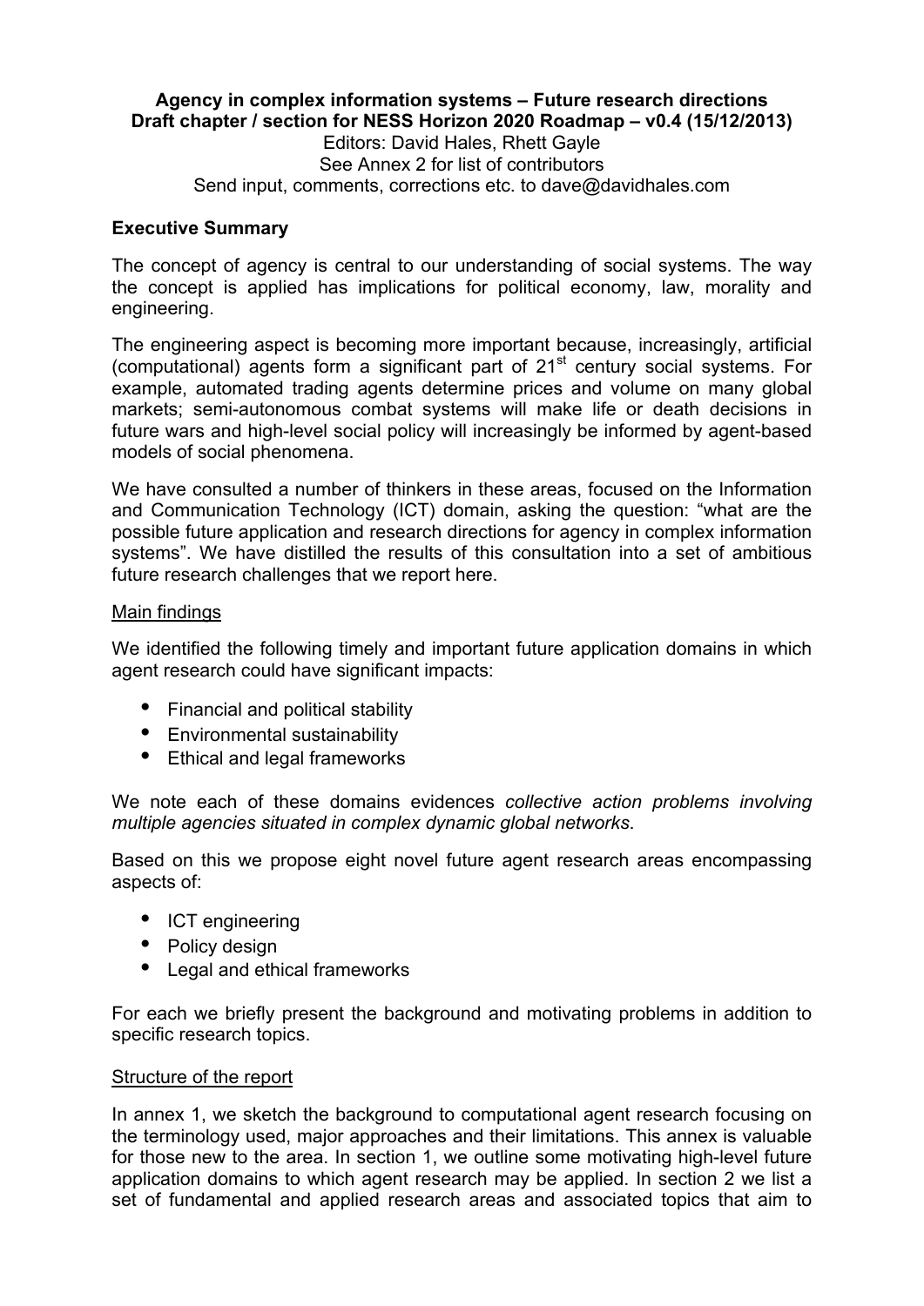**Agency in complex information systems – Future research directions**
**Draft chapter / section for NESS Horizon 2020 Roadmap – v0.4 (15/12/2013)**

Editors: David Hales, Rhett Gayle

See Annex 2 for list of contributors

Send input, comments, corrections etc. to dave@davidhales.com

## Executive Summary

The concept of agency is central to our understanding of social systems. The way the concept is applied has implications for political economy, law, morality and engineering.

The engineering aspect is becoming more important because, increasingly, artificial (computational) agents form a significant part of 21st century social systems. For example, automated trading agents determine prices and volume on many global markets; semi-autonomous combat systems will make life or death decisions in future wars and high-level social policy will increasingly be informed by agent-based models of social phenomena.

We have consulted a number of thinkers in these areas, focused on the Information and Communication Technology (ICT) domain, asking the question: "what are the possible future application and research directions for agency in complex information systems". We have distilled the results of this consultation into a set of ambitious future research challenges that we report here.

### Main findings

We identified the following timely and important future application domains in which agent research could have significant impacts:

- Financial and political stability
- Environmental sustainability
- Ethical and legal frameworks

We note each of these domains evidences *collective action problems involving multiple agencies situated in complex dynamic global networks*.

Based on this we propose eight novel future agent research areas encompassing aspects of:

- ICT engineering
- Policy design
- Legal and ethical frameworks

For each we briefly present the background and motivating problems in addition to specific research topics.

### Structure of the report

In annex 1, we sketch the background to computational agent research focusing on the terminology used, major approaches and their limitations. This annex is valuable for those new to the area. In section 1, we outline some motivating high-level future application domains to which agent research may be applied. In section 2 we list a set of fundamental and applied research areas and associated topics that aim to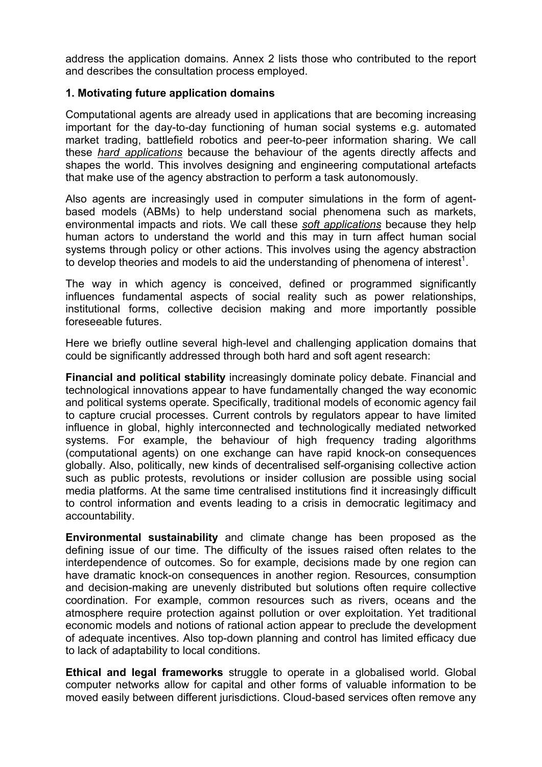address the application domains. Annex 2 lists those who contributed to the report and describes the consultation process employed.

## 1. Motivating future application domains

Computational agents are already used in applications that are becoming increasing important for the day-to-day functioning of human social systems e.g. automated market trading, battlefield robotics and peer-to-peer information sharing. We call these *hard applications* because the behaviour of the agents directly affects and shapes the world. This involves designing and engineering computational artefacts that make use of the agency abstraction to perform a task autonomously.

Also agents are increasingly used in computer simulations in the form of agent-based models (ABMs) to help understand social phenomena such as markets, environmental impacts and riots. We call these *soft applications* because they help human actors to understand the world and this may in turn affect human social systems through policy or other actions. This involves using the agency abstraction to develop theories and models to aid the understanding of phenomena of interest[1].

The way in which agency is conceived, defined or programmed significantly influences fundamental aspects of social reality such as power relationships, institutional forms, collective decision making and more importantly possible foreseeable futures.

Here we briefly outline several high-level and challenging application domains that could be significantly addressed through both hard and soft agent research:

**Financial and political stability** increasingly dominate policy debate. Financial and technological innovations appear to have fundamentally changed the way economic and political systems operate. Specifically, traditional models of economic agency fail to capture crucial processes. Current controls by regulators appear to have limited influence in global, highly interconnected and technologically mediated networked systems. For example, the behaviour of high frequency trading algorithms (computational agents) on one exchange can have rapid knock-on consequences globally. Also, politically, new kinds of decentralised self-organising collective action such as public protests, revolutions or insider collusion are possible using social media platforms. At the same time centralised institutions find it increasingly difficult to control information and events leading to a crisis in democratic legitimacy and accountability.

**Environmental sustainability** and climate change has been proposed as the defining issue of our time. The difficulty of the issues raised often relates to the interdependence of outcomes. So for example, decisions made by one region can have dramatic knock-on consequences in another region. Resources, consumption and decision-making are unevenly distributed but solutions often require collective coordination. For example, common resources such as rivers, oceans and the atmosphere require protection against pollution or over exploitation. Yet traditional economic models and notions of rational action appear to preclude the development of adequate incentives. Also top-down planning and control has limited efficacy due to lack of adaptability to local conditions.

**Ethical and legal frameworks** struggle to operate in a globalised world. Global computer networks allow for capital and other forms of valuable information to be moved easily between different jurisdictions. Cloud-based services often remove any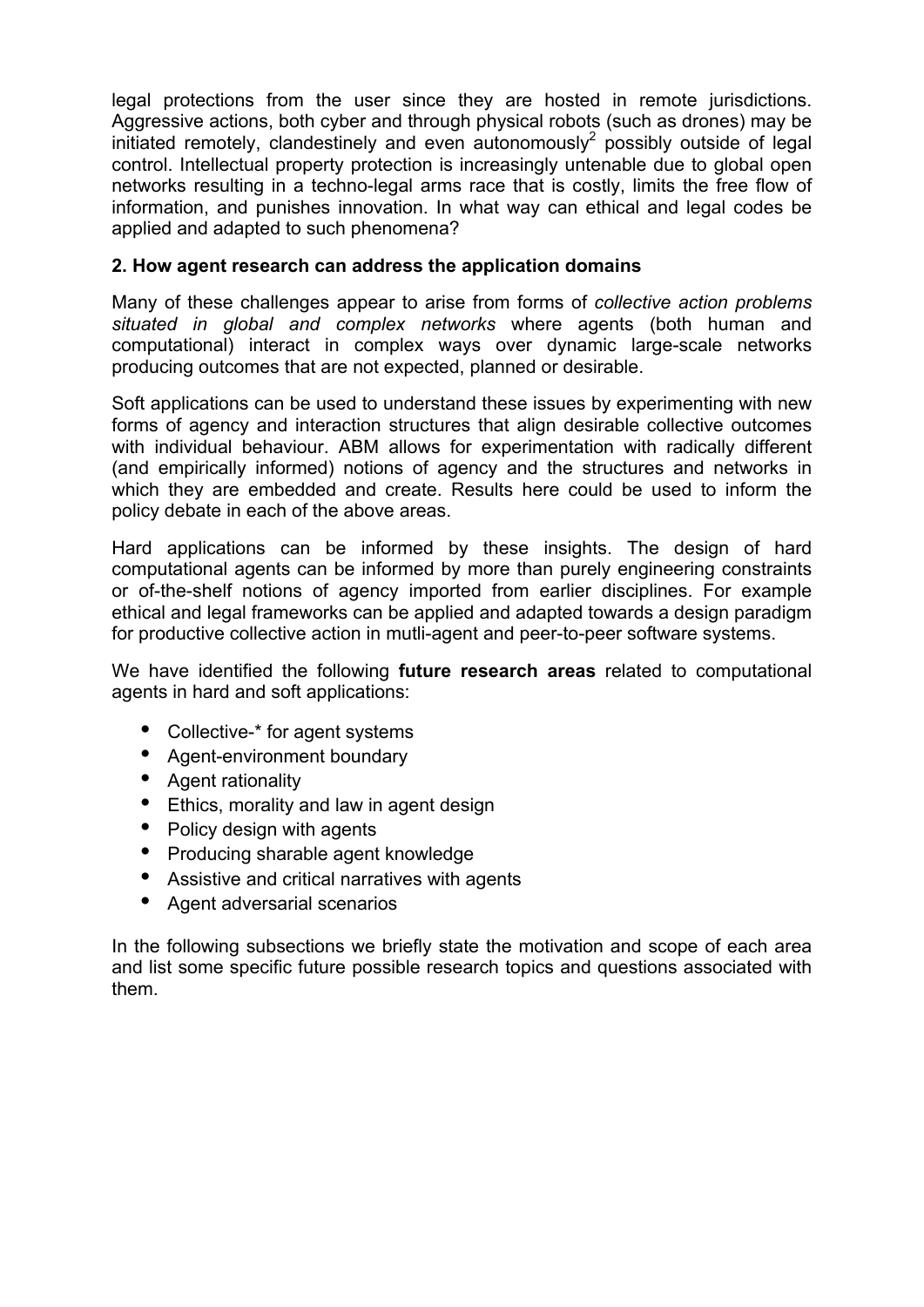legal protections from the user since they are hosted in remote jurisdictions. Aggressive actions, both cyber and through physical robots (such as drones) may be initiated remotely, clandestinely and even autonomously[2] possibly outside of legal control. Intellectual property protection is increasingly untenable due to global open networks resulting in a techno-legal arms race that is costly, limits the free flow of information, and punishes innovation. In what way can ethical and legal codes be applied and adapted to such phenomena?

## 2. How agent research can address the application domains

Many of these challenges appear to arise from forms of *collective action problems situated in global and complex networks* where agents (both human and computational) interact in complex ways over dynamic large-scale networks producing outcomes that are not expected, planned or desirable.

Soft applications can be used to understand these issues by experimenting with new forms of agency and interaction structures that align desirable collective outcomes with individual behaviour. ABM allows for experimentation with radically different (and empirically informed) notions of agency and the structures and networks in which they are embedded and create. Results here could be used to inform the policy debate in each of the above areas.

Hard applications can be informed by these insights. The design of hard computational agents can be informed by more than purely engineering constraints or of-the-shelf notions of agency imported from earlier disciplines. For example ethical and legal frameworks can be applied and adapted towards a design paradigm for productive collective action in mutli-agent and peer-to-peer software systems.

We have identified the following **future research areas** related to computational agents in hard and soft applications:

- Collective-* for agent systems
- Agent-environment boundary
- Agent rationality
- Ethics, morality and law in agent design
- Policy design with agents
- Producing sharable agent knowledge
- Assistive and critical narratives with agents
- Agent adversarial scenarios

In the following subsections we briefly state the motivation and scope of each area and list some specific future possible research topics and questions associated with them.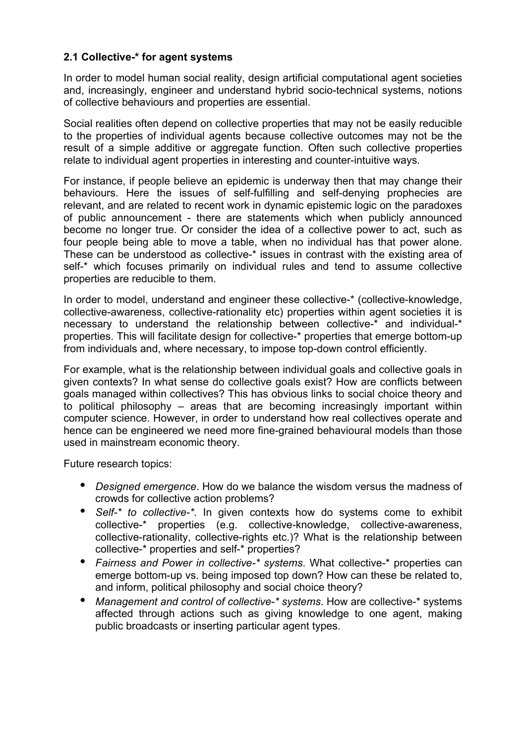### 2.1 Collective-* for agent systems

In order to model human social reality, design artificial computational agent societies and, increasingly, engineer and understand hybrid socio-technical systems, notions of collective behaviours and properties are essential.

Social realities often depend on collective properties that may not be easily reducible to the properties of individual agents because collective outcomes may not be the result of a simple additive or aggregate function. Often such collective properties relate to individual agent properties in interesting and counter-intuitive ways.

For instance, if people believe an epidemic is underway then that may change their behaviours. Here the issues of self-fulfilling and self-denying prophecies are relevant, and are related to recent work in dynamic epistemic logic on the paradoxes of public announcement - there are statements which when publicly announced become no longer true. Or consider the idea of a collective power to act, such as four people being able to move a table, when no individual has that power alone. These can be understood as collective-* issues in contrast with the existing area of self-* which focuses primarily on individual rules and tend to assume collective properties are reducible to them.

In order to model, understand and engineer these collective-* (collective-knowledge, collective-awareness, collective-rationality etc) properties within agent societies it is necessary to understand the relationship between collective-* and individual-* properties. This will facilitate design for collective-* properties that emerge bottom-up from individuals and, where necessary, to impose top-down control efficiently.

For example, what is the relationship between individual goals and collective goals in given contexts? In what sense do collective goals exist? How are conflicts between goals managed within collectives? This has obvious links to social choice theory and to political philosophy – areas that are becoming increasingly important within computer science. However, in order to understand how real collectives operate and hence can be engineered we need more fine-grained behavioural models than those used in mainstream economic theory.

Future research topics:

- *Designed emergence*. How do we balance the wisdom versus the madness of crowds for collective action problems?
- *Self-* to collective-**. In given contexts how do systems come to exhibit collective-* properties (e.g. collective-knowledge, collective-awareness, collective-rationality, collective-rights etc.)? What is the relationship between collective-* properties and self-* properties?
- *Fairness and Power in collective-* systems*. What collective-* properties can emerge bottom-up vs. being imposed top down? How can these be related to, and inform, political philosophy and social choice theory?
- *Management and control of collective-* systems*. How are collective-* systems affected through actions such as giving knowledge to one agent, making public broadcasts or inserting particular agent types.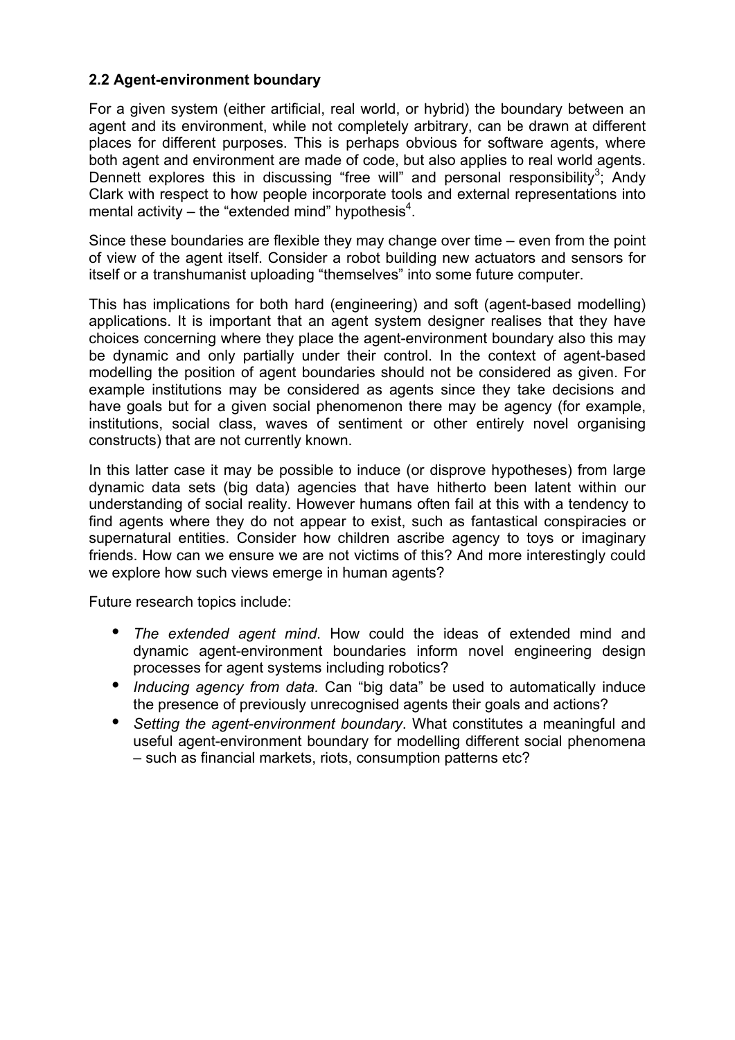### 2.2 Agent-environment boundary

For a given system (either artificial, real world, or hybrid) the boundary between an agent and its environment, while not completely arbitrary, can be drawn at different places for different purposes. This is perhaps obvious for software agents, where both agent and environment are made of code, but also applies to real world agents. Dennett explores this in discussing "free will" and personal responsibility[3]; Andy Clark with respect to how people incorporate tools and external representations into mental activity – the "extended mind" hypothesis[4].

Since these boundaries are flexible they may change over time – even from the point of view of the agent itself. Consider a robot building new actuators and sensors for itself or a transhumanist uploading "themselves" into some future computer.

This has implications for both hard (engineering) and soft (agent-based modelling) applications. It is important that an agent system designer realises that they have choices concerning where they place the agent-environment boundary also this may be dynamic and only partially under their control. In the context of agent-based modelling the position of agent boundaries should not be considered as given. For example institutions may be considered as agents since they take decisions and have goals but for a given social phenomenon there may be agency (for example, institutions, social class, waves of sentiment or other entirely novel organising constructs) that are not currently known.

In this latter case it may be possible to induce (or disprove hypotheses) from large dynamic data sets (big data) agencies that have hitherto been latent within our understanding of social reality. However humans often fail at this with a tendency to find agents where they do not appear to exist, such as fantastical conspiracies or supernatural entities. Consider how children ascribe agency to toys or imaginary friends. How can we ensure we are not victims of this? And more interestingly could we explore how such views emerge in human agents?

Future research topics include:

- *The extended agent mind*. How could the ideas of extended mind and dynamic agent-environment boundaries inform novel engineering design processes for agent systems including robotics?
- *Inducing agency from data.* Can "big data" be used to automatically induce the presence of previously unrecognised agents their goals and actions?
- *Setting the agent-environment boundary*. What constitutes a meaningful and useful agent-environment boundary for modelling different social phenomena – such as financial markets, riots, consumption patterns etc?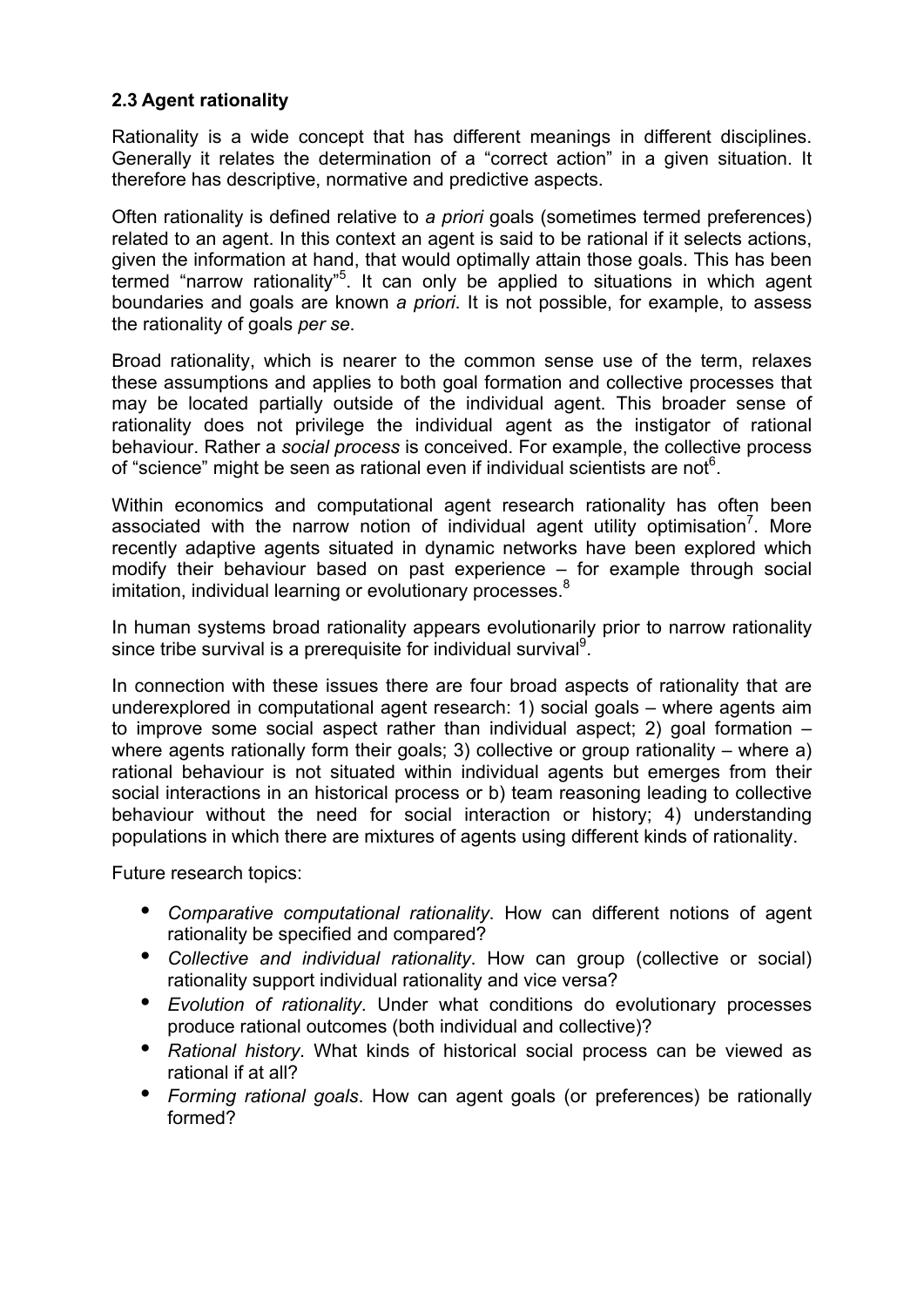### 2.3 Agent rationality

Rationality is a wide concept that has different meanings in different disciplines. Generally it relates the determination of a "correct action" in a given situation. It therefore has descriptive, normative and predictive aspects.

Often rationality is defined relative to *a priori* goals (sometimes termed preferences) related to an agent. In this context an agent is said to be rational if it selects actions, given the information at hand, that would optimally attain those goals. This has been termed "narrow rationality"[5]. It can only be applied to situations in which agent boundaries and goals are known *a priori*. It is not possible, for example, to assess the rationality of goals *per se*.

Broad rationality, which is nearer to the common sense use of the term, relaxes these assumptions and applies to both goal formation and collective processes that may be located partially outside of the individual agent. This broader sense of rationality does not privilege the individual agent as the instigator of rational behaviour. Rather a *social process* is conceived. For example, the collective process of "science" might be seen as rational even if individual scientists are not[6].

Within economics and computational agent research rationality has often been associated with the narrow notion of individual agent utility optimisation[7]. More recently adaptive agents situated in dynamic networks have been explored which modify their behaviour based on past experience – for example through social imitation, individual learning or evolutionary processes.[8]

In human systems broad rationality appears evolutionarily prior to narrow rationality since tribe survival is a prerequisite for individual survival[9].

In connection with these issues there are four broad aspects of rationality that are underexplored in computational agent research: 1) social goals – where agents aim to improve some social aspect rather than individual aspect; 2) goal formation – where agents rationally form their goals; 3) collective or group rationality – where a) rational behaviour is not situated within individual agents but emerges from their social interactions in an historical process or b) team reasoning leading to collective behaviour without the need for social interaction or history; 4) understanding populations in which there are mixtures of agents using different kinds of rationality.

Future research topics:

- *Comparative computational rationality*. How can different notions of agent rationality be specified and compared?
- *Collective and individual rationality*. How can group (collective or social) rationality support individual rationality and vice versa?
- *Evolution of rationality*. Under what conditions do evolutionary processes produce rational outcomes (both individual and collective)?
- *Rational history*. What kinds of historical social process can be viewed as rational if at all?
- *Forming rational goals*. How can agent goals (or preferences) be rationally formed?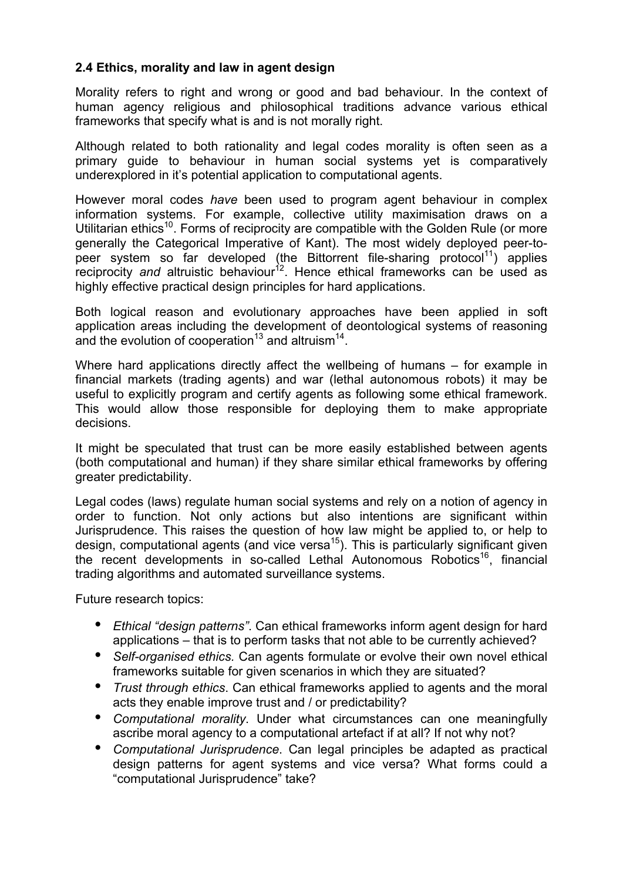### 2.4 Ethics, morality and law in agent design

Morality refers to right and wrong or good and bad behaviour. In the context of human agency religious and philosophical traditions advance various ethical frameworks that specify what is and is not morally right.

Although related to both rationality and legal codes morality is often seen as a primary guide to behaviour in human social systems yet is comparatively underexplored in it's potential application to computational agents.

However moral codes *have* been used to program agent behaviour in complex information systems. For example, collective utility maximisation draws on a Utilitarian ethics[10]. Forms of reciprocity are compatible with the Golden Rule (or more generally the Categorical Imperative of Kant). The most widely deployed peer-to-peer system so far developed (the Bittorrent file-sharing protocol[11]) applies reciprocity *and* altruistic behaviour[12]. Hence ethical frameworks can be used as highly effective practical design principles for hard applications.

Both logical reason and evolutionary approaches have been applied in soft application areas including the development of deontological systems of reasoning and the evolution of cooperation[13] and altruism[14].

Where hard applications directly affect the wellbeing of humans – for example in financial markets (trading agents) and war (lethal autonomous robots) it may be useful to explicitly program and certify agents as following some ethical framework. This would allow those responsible for deploying them to make appropriate decisions.

It might be speculated that trust can be more easily established between agents (both computational and human) if they share similar ethical frameworks by offering greater predictability.

Legal codes (laws) regulate human social systems and rely on a notion of agency in order to function. Not only actions but also intentions are significant within Jurisprudence. This raises the question of how law might be applied to, or help to design, computational agents (and vice versa[15]). This is particularly significant given the recent developments in so-called Lethal Autonomous Robotics[16], financial trading algorithms and automated surveillance systems.

Future research topics:

- *Ethical "design patterns"*. Can ethical frameworks inform agent design for hard applications – that is to perform tasks that not able to be currently achieved?
- *Self-organised ethics.* Can agents formulate or evolve their own novel ethical frameworks suitable for given scenarios in which they are situated?
- *Trust through ethics*. Can ethical frameworks applied to agents and the moral acts they enable improve trust and / or predictability?
- *Computational morality*. Under what circumstances can one meaningfully ascribe moral agency to a computational artefact if at all? If not why not?
- *Computational Jurisprudence*. Can legal principles be adapted as practical design patterns for agent systems and vice versa? What forms could a "computational Jurisprudence" take?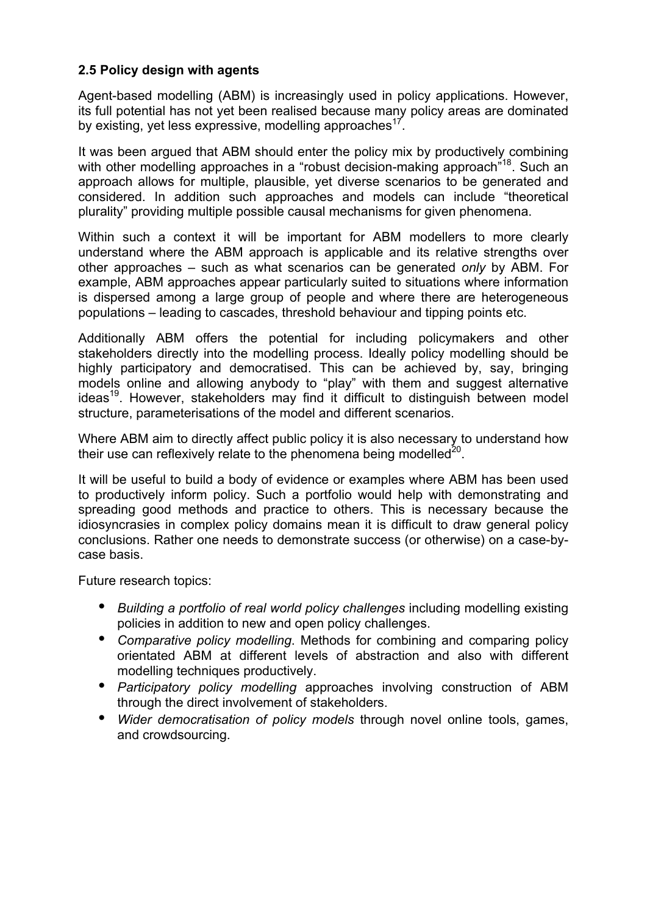### 2.5 Policy design with agents

Agent-based modelling (ABM) is increasingly used in policy applications. However, its full potential has not yet been realised because many policy areas are dominated by existing, yet less expressive, modelling approaches[17].

It was been argued that ABM should enter the policy mix by productively combining with other modelling approaches in a "robust decision-making approach"[18]. Such an approach allows for multiple, plausible, yet diverse scenarios to be generated and considered. In addition such approaches and models can include "theoretical plurality" providing multiple possible causal mechanisms for given phenomena.

Within such a context it will be important for ABM modellers to more clearly understand where the ABM approach is applicable and its relative strengths over other approaches – such as what scenarios can be generated *only* by ABM. For example, ABM approaches appear particularly suited to situations where information is dispersed among a large group of people and where there are heterogeneous populations – leading to cascades, threshold behaviour and tipping points etc.

Additionally ABM offers the potential for including policymakers and other stakeholders directly into the modelling process. Ideally policy modelling should be highly participatory and democratised. This can be achieved by, say, bringing models online and allowing anybody to "play" with them and suggest alternative ideas[19]. However, stakeholders may find it difficult to distinguish between model structure, parameterisations of the model and different scenarios.

Where ABM aim to directly affect public policy it is also necessary to understand how their use can reflexively relate to the phenomena being modelled[20].

It will be useful to build a body of evidence or examples where ABM has been used to productively inform policy. Such a portfolio would help with demonstrating and spreading good methods and practice to others. This is necessary because the idiosyncrasies in complex policy domains mean it is difficult to draw general policy conclusions. Rather one needs to demonstrate success (or otherwise) on a case-by-case basis.

Future research topics:

- *Building a portfolio of real world policy challenges* including modelling existing policies in addition to new and open policy challenges.
- *Comparative policy modelling*. Methods for combining and comparing policy orientated ABM at different levels of abstraction and also with different modelling techniques productively.
- *Participatory policy modelling* approaches involving construction of ABM through the direct involvement of stakeholders.
- *Wider democratisation of policy models* through novel online tools, games, and crowdsourcing.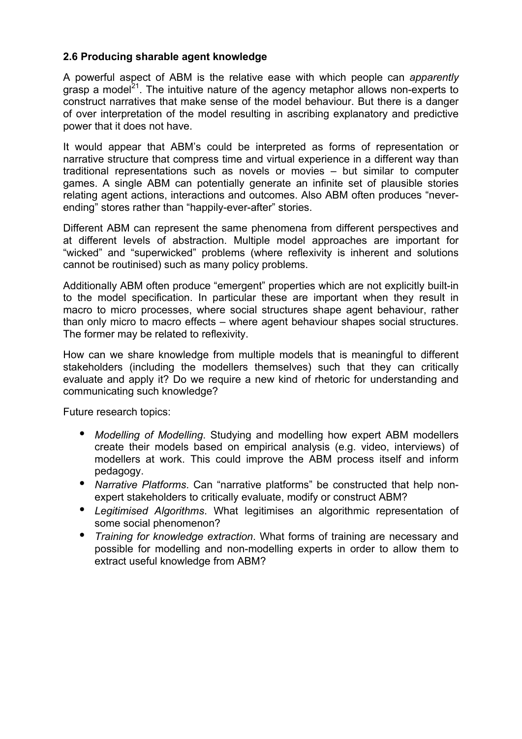### 2.6 Producing sharable agent knowledge

A powerful aspect of ABM is the relative ease with which people can *apparently* grasp a model[21]. The intuitive nature of the agency metaphor allows non-experts to construct narratives that make sense of the model behaviour. But there is a danger of over interpretation of the model resulting in ascribing explanatory and predictive power that it does not have.

It would appear that ABM's could be interpreted as forms of representation or narrative structure that compress time and virtual experience in a different way than traditional representations such as novels or movies – but similar to computer games. A single ABM can potentially generate an infinite set of plausible stories relating agent actions, interactions and outcomes. Also ABM often produces "never-ending" stores rather than "happily-ever-after" stories.

Different ABM can represent the same phenomena from different perspectives and at different levels of abstraction. Multiple model approaches are important for "wicked" and "superwicked" problems (where reflexivity is inherent and solutions cannot be routinised) such as many policy problems.

Additionally ABM often produce "emergent" properties which are not explicitly built-in to the model specification. In particular these are important when they result in macro to micro processes, where social structures shape agent behaviour, rather than only micro to macro effects – where agent behaviour shapes social structures. The former may be related to reflexivity.

How can we share knowledge from multiple models that is meaningful to different stakeholders (including the modellers themselves) such that they can critically evaluate and apply it? Do we require a new kind of rhetoric for understanding and communicating such knowledge?

Future research topics:

- *Modelling of Modelling*. Studying and modelling how expert ABM modellers create their models based on empirical analysis (e.g. video, interviews) of modellers at work. This could improve the ABM process itself and inform pedagogy.
- *Narrative Platforms*. Can "narrative platforms" be constructed that help non-expert stakeholders to critically evaluate, modify or construct ABM?
- *Legitimised Algorithms*. What legitimises an algorithmic representation of some social phenomenon?
- *Training for knowledge extraction*. What forms of training are necessary and possible for modelling and non-modelling experts in order to allow them to extract useful knowledge from ABM?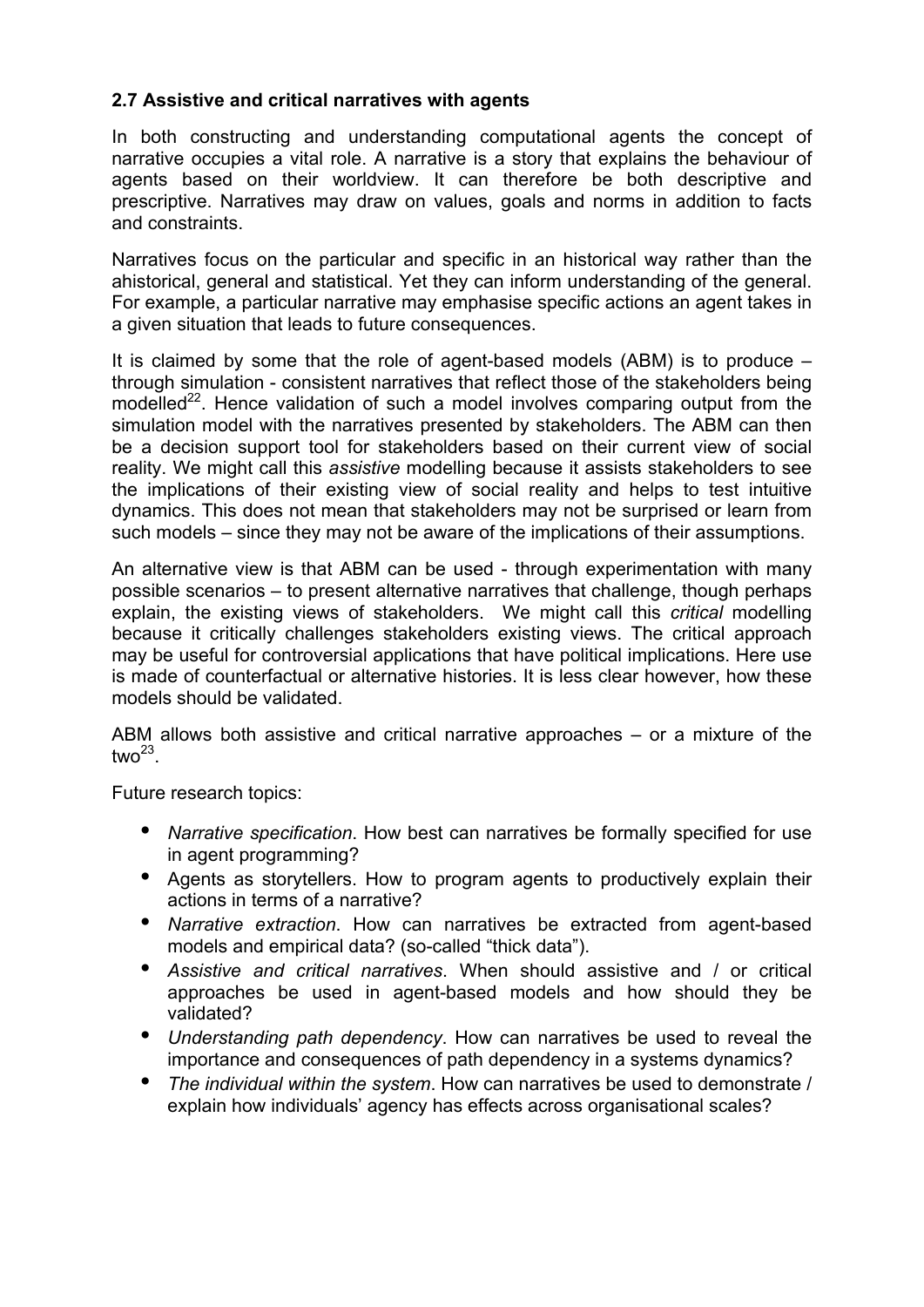### 2.7 Assistive and critical narratives with agents

In both constructing and understanding computational agents the concept of narrative occupies a vital role. A narrative is a story that explains the behaviour of agents based on their worldview. It can therefore be both descriptive and prescriptive. Narratives may draw on values, goals and norms in addition to facts and constraints.

Narratives focus on the particular and specific in an historical way rather than the ahistorical, general and statistical. Yet they can inform understanding of the general. For example, a particular narrative may emphasise specific actions an agent takes in a given situation that leads to future consequences.

It is claimed by some that the role of agent-based models (ABM) is to produce – through simulation - consistent narratives that reflect those of the stakeholders being modelled[22]. Hence validation of such a model involves comparing output from the simulation model with the narratives presented by stakeholders. The ABM can then be a decision support tool for stakeholders based on their current view of social reality. We might call this *assistive* modelling because it assists stakeholders to see the implications of their existing view of social reality and helps to test intuitive dynamics. This does not mean that stakeholders may not be surprised or learn from such models – since they may not be aware of the implications of their assumptions.

An alternative view is that ABM can be used - through experimentation with many possible scenarios – to present alternative narratives that challenge, though perhaps explain, the existing views of stakeholders. We might call this *critical* modelling because it critically challenges stakeholders existing views. The critical approach may be useful for controversial applications that have political implications. Here use is made of counterfactual or alternative histories. It is less clear however, how these models should be validated.

ABM allows both assistive and critical narrative approaches – or a mixture of the two[23].

Future research topics:

- *Narrative specification*. How best can narratives be formally specified for use in agent programming?
- Agents as storytellers. How to program agents to productively explain their actions in terms of a narrative?
- *Narrative extraction*. How can narratives be extracted from agent-based models and empirical data? (so-called "thick data").
- *Assistive and critical narratives*. When should assistive and / or critical approaches be used in agent-based models and how should they be validated?
- *Understanding path dependency*. How can narratives be used to reveal the importance and consequences of path dependency in a systems dynamics?
- *The individual within the system*. How can narratives be used to demonstrate / explain how individuals' agency has effects across organisational scales?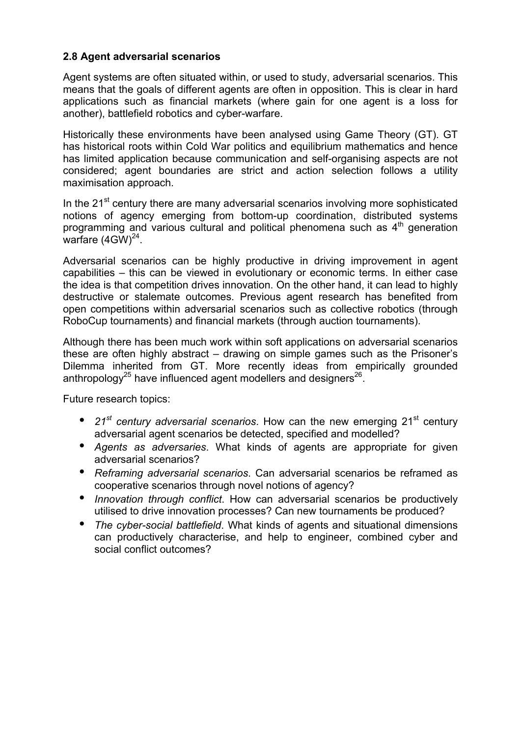## 2.8 Agent adversarial scenarios

Agent systems are often situated within, or used to study, adversarial scenarios. This means that the goals of different agents are often in opposition. This is clear in hard applications such as financial markets (where gain for one agent is a loss for another), battlefield robotics and cyber-warfare.

Historically these environments have been analysed using Game Theory (GT). GT has historical roots within Cold War politics and equilibrium mathematics and hence has limited application because communication and self-organising aspects are not considered; agent boundaries are strict and action selection follows a utility maximisation approach.

In the 21st century there are many adversarial scenarios involving more sophisticated notions of agency emerging from bottom-up coordination, distributed systems programming and various cultural and political phenomena such as 4th generation warfare (4GW)[24].

Adversarial scenarios can be highly productive in driving improvement in agent capabilities – this can be viewed in evolutionary or economic terms. In either case the idea is that competition drives innovation. On the other hand, it can lead to highly destructive or stalemate outcomes. Previous agent research has benefited from open competitions within adversarial scenarios such as collective robotics (through RoboCup tournaments) and financial markets (through auction tournaments).

Although there has been much work within soft applications on adversarial scenarios these are often highly abstract – drawing on simple games such as the Prisoner's Dilemma inherited from GT. More recently ideas from empirically grounded anthropology[25] have influenced agent modellers and designers[26].

Future research topics:

- *21st century adversarial scenarios*. How can the new emerging 21st century adversarial agent scenarios be detected, specified and modelled?
- *Agents as adversaries*. What kinds of agents are appropriate for given adversarial scenarios?
- *Reframing adversarial scenarios*. Can adversarial scenarios be reframed as cooperative scenarios through novel notions of agency?
- *Innovation through conflict*. How can adversarial scenarios be productively utilised to drive innovation processes? Can new tournaments be produced?
- *The cyber-social battlefield*. What kinds of agents and situational dimensions can productively characterise, and help to engineer, combined cyber and social conflict outcomes?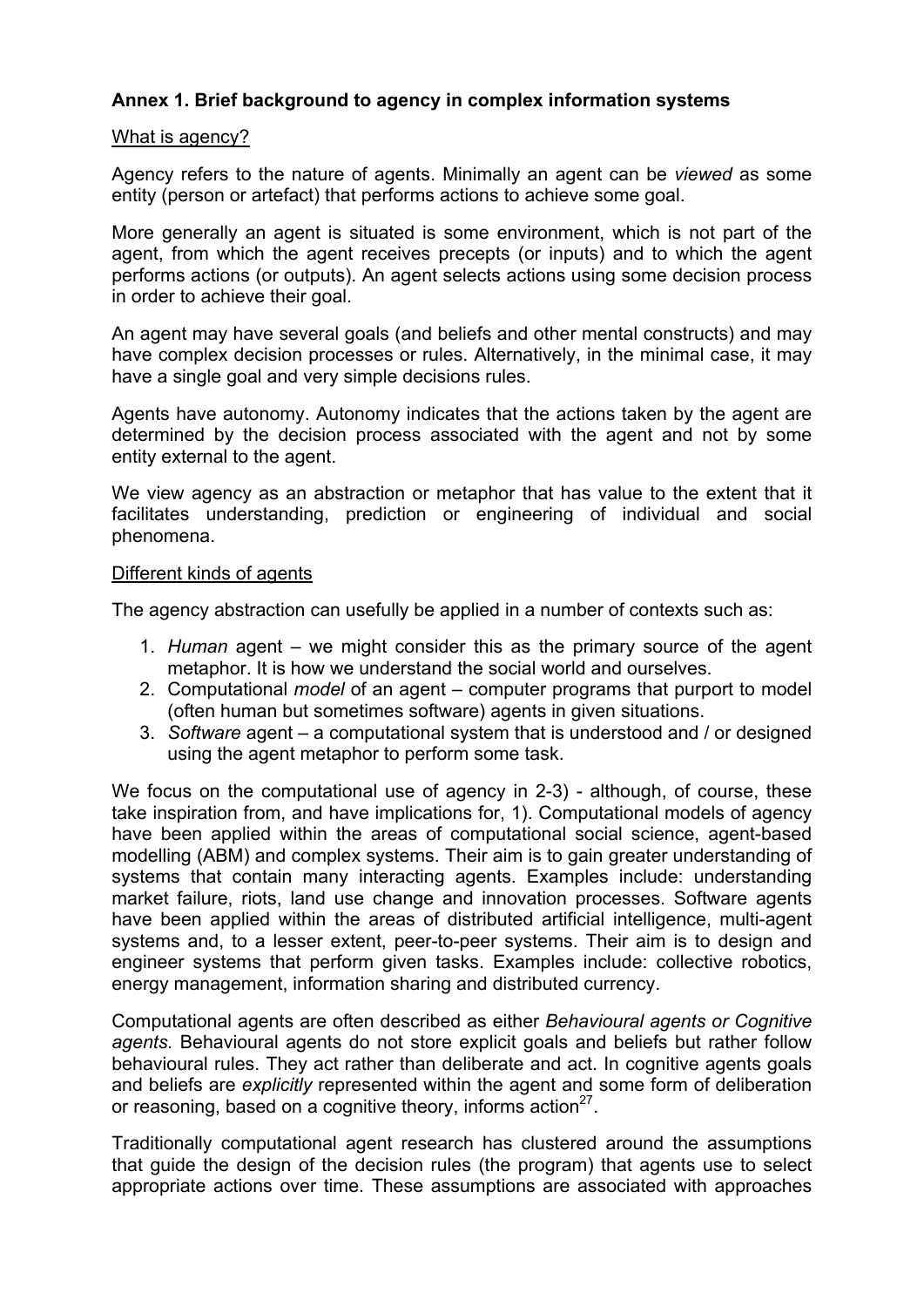**Annex 1. Brief background to agency in complex information systems**

What is agency?

Agency refers to the nature of agents. Minimally an agent can be *viewed* as some entity (person or artefact) that performs actions to achieve some goal.

More generally an agent is situated is some environment, which is not part of the agent, from which the agent receives precepts (or inputs) and to which the agent performs actions (or outputs). An agent selects actions using some decision process in order to achieve their goal.

An agent may have several goals (and beliefs and other mental constructs) and may have complex decision processes or rules. Alternatively, in the minimal case, it may have a single goal and very simple decisions rules.

Agents have autonomy. Autonomy indicates that the actions taken by the agent are determined by the decision process associated with the agent and not by some entity external to the agent.

We view agency as an abstraction or metaphor that has value to the extent that it facilitates understanding, prediction or engineering of individual and social phenomena.

Different kinds of agents

The agency abstraction can usefully be applied in a number of contexts such as:

1. *Human* agent – we might consider this as the primary source of the agent metaphor. It is how we understand the social world and ourselves.
2. Computational *model* of an agent – computer programs that purport to model (often human but sometimes software) agents in given situations.
3. *Software* agent – a computational system that is understood and / or designed using the agent metaphor to perform some task.

We focus on the computational use of agency in 2-3) - although, of course, these take inspiration from, and have implications for, 1). Computational models of agency have been applied within the areas of computational social science, agent-based modelling (ABM) and complex systems. Their aim is to gain greater understanding of systems that contain many interacting agents. Examples include: understanding market failure, riots, land use change and innovation processes. Software agents have been applied within the areas of distributed artificial intelligence, multi-agent systems and, to a lesser extent, peer-to-peer systems. Their aim is to design and engineer systems that perform given tasks. Examples include: collective robotics, energy management, information sharing and distributed currency.

Computational agents are often described as either *Behavioural agents or Cognitive agents.* Behavioural agents do not store explicit goals and beliefs but rather follow behavioural rules. They act rather than deliberate and act. In cognitive agents goals and beliefs are *explicitly* represented within the agent and some form of deliberation or reasoning, based on a cognitive theory, informs action[27].

Traditionally computational agent research has clustered around the assumptions that guide the design of the decision rules (the program) that agents use to select appropriate actions over time. These assumptions are associated with approaches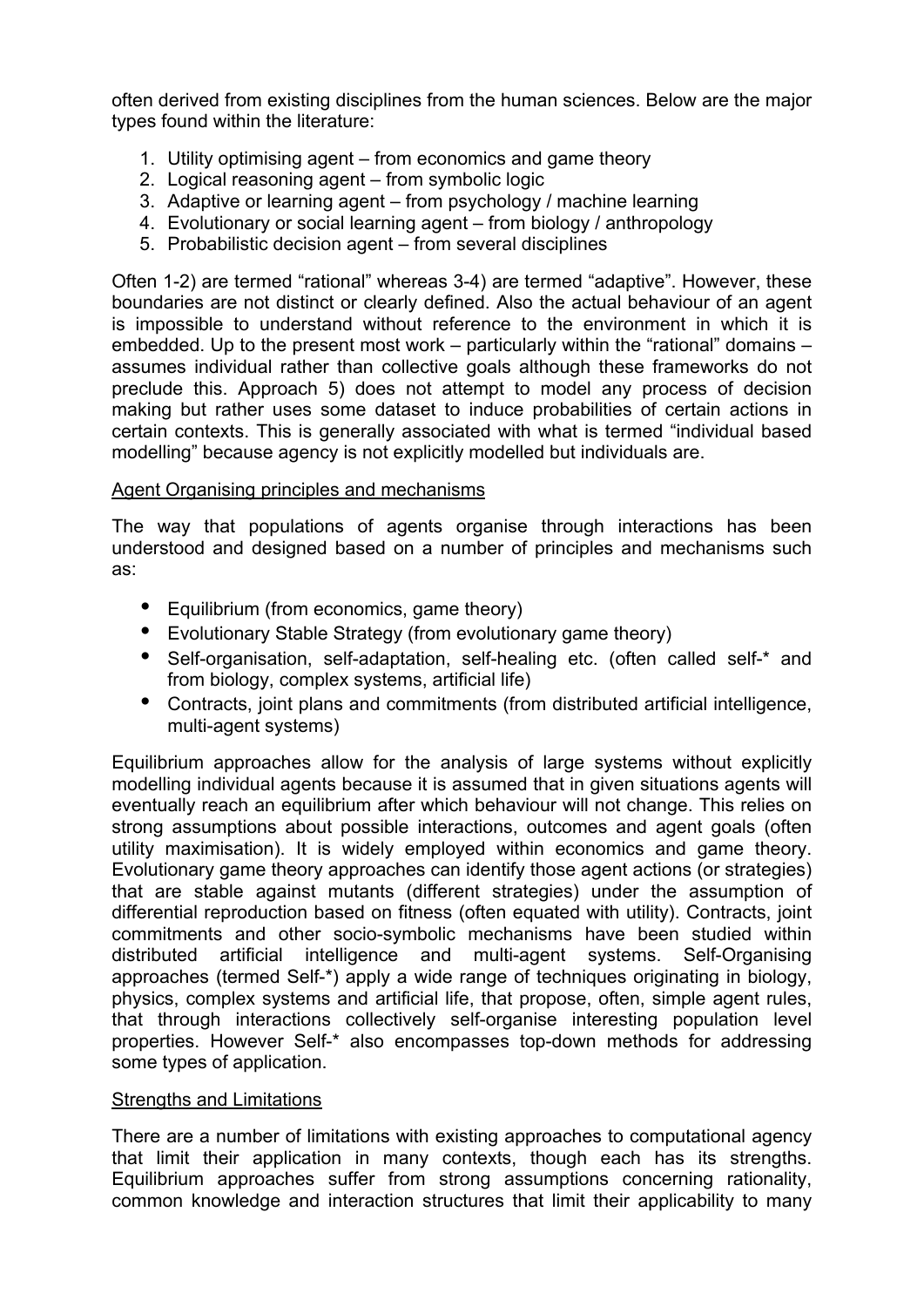often derived from existing disciplines from the human sciences. Below are the major types found within the literature:

1. Utility optimising agent – from economics and game theory
2. Logical reasoning agent – from symbolic logic
3. Adaptive or learning agent – from psychology / machine learning
4. Evolutionary or social learning agent – from biology / anthropology
5. Probabilistic decision agent – from several disciplines

Often 1-2) are termed "rational" whereas 3-4) are termed "adaptive". However, these boundaries are not distinct or clearly defined. Also the actual behaviour of an agent is impossible to understand without reference to the environment in which it is embedded. Up to the present most work – particularly within the "rational" domains – assumes individual rather than collective goals although these frameworks do not preclude this. Approach 5) does not attempt to model any process of decision making but rather uses some dataset to induce probabilities of certain actions in certain contexts. This is generally associated with what is termed "individual based modelling" because agency is not explicitly modelled but individuals are.

<u>Agent Organising principles and mechanisms</u>

The way that populations of agents organise through interactions has been understood and designed based on a number of principles and mechanisms such as:

- Equilibrium (from economics, game theory)
- Evolutionary Stable Strategy (from evolutionary game theory)
- Self-organisation, self-adaptation, self-healing etc. (often called self-* and from biology, complex systems, artificial life)
- Contracts, joint plans and commitments (from distributed artificial intelligence, multi-agent systems)

Equilibrium approaches allow for the analysis of large systems without explicitly modelling individual agents because it is assumed that in given situations agents will eventually reach an equilibrium after which behaviour will not change. This relies on strong assumptions about possible interactions, outcomes and agent goals (often utility maximisation). It is widely employed within economics and game theory. Evolutionary game theory approaches can identify those agent actions (or strategies) that are stable against mutants (different strategies) under the assumption of differential reproduction based on fitness (often equated with utility). Contracts, joint commitments and other socio-symbolic mechanisms have been studied within distributed artificial intelligence and multi-agent systems. Self-Organising approaches (termed Self-*) apply a wide range of techniques originating in biology, physics, complex systems and artificial life, that propose, often, simple agent rules, that through interactions collectively self-organise interesting population level properties. However Self-* also encompasses top-down methods for addressing some types of application.

<u>Strengths and Limitations</u>

There are a number of limitations with existing approaches to computational agency that limit their application in many contexts, though each has its strengths. Equilibrium approaches suffer from strong assumptions concerning rationality, common knowledge and interaction structures that limit their applicability to many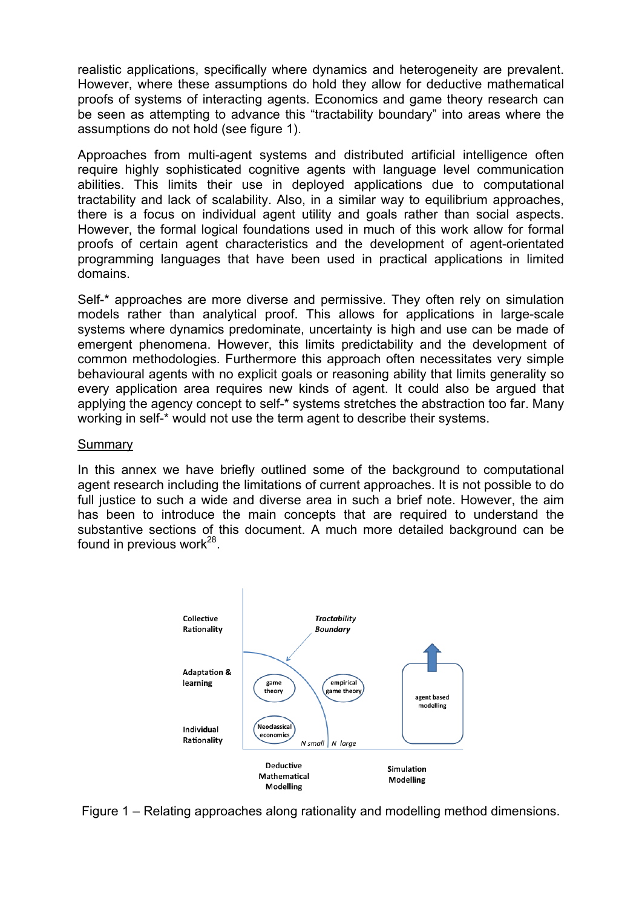realistic applications, specifically where dynamics and heterogeneity are prevalent. However, where these assumptions do hold they allow for deductive mathematical proofs of systems of interacting agents. Economics and game theory research can be seen as attempting to advance this "tractability boundary" into areas where the assumptions do not hold (see figure 1).

Approaches from multi-agent systems and distributed artificial intelligence often require highly sophisticated cognitive agents with language level communication abilities. This limits their use in deployed applications due to computational tractability and lack of scalability. Also, in a similar way to equilibrium approaches, there is a focus on individual agent utility and goals rather than social aspects. However, the formal logical foundations used in much of this work allow for formal proofs of certain agent characteristics and the development of agent-orientated programming languages that have been used in practical applications in limited domains.

Self-* approaches are more diverse and permissive. They often rely on simulation models rather than analytical proof. This allows for applications in large-scale systems where dynamics predominate, uncertainty is high and use can be made of emergent phenomena. However, this limits predictability and the development of common methodologies. Furthermore this approach often necessitates very simple behavioural agents with no explicit goals or reasoning ability that limits generality so every application area requires new kinds of agent. It could also be argued that applying the agency concept to self-* systems stretches the abstraction too far. Many working in self-* would not use the term agent to describe their systems.

## Summary

In this annex we have briefly outlined some of the background to computational agent research including the limitations of current approaches. It is not possible to do full justice to such a wide and diverse area in such a brief note. However, the aim has been to introduce the main concepts that are required to understand the substantive sections of this document. A much more detailed background can be found in previous work[28].

Figure 1 – Relating approaches along rationality and modelling method dimensions.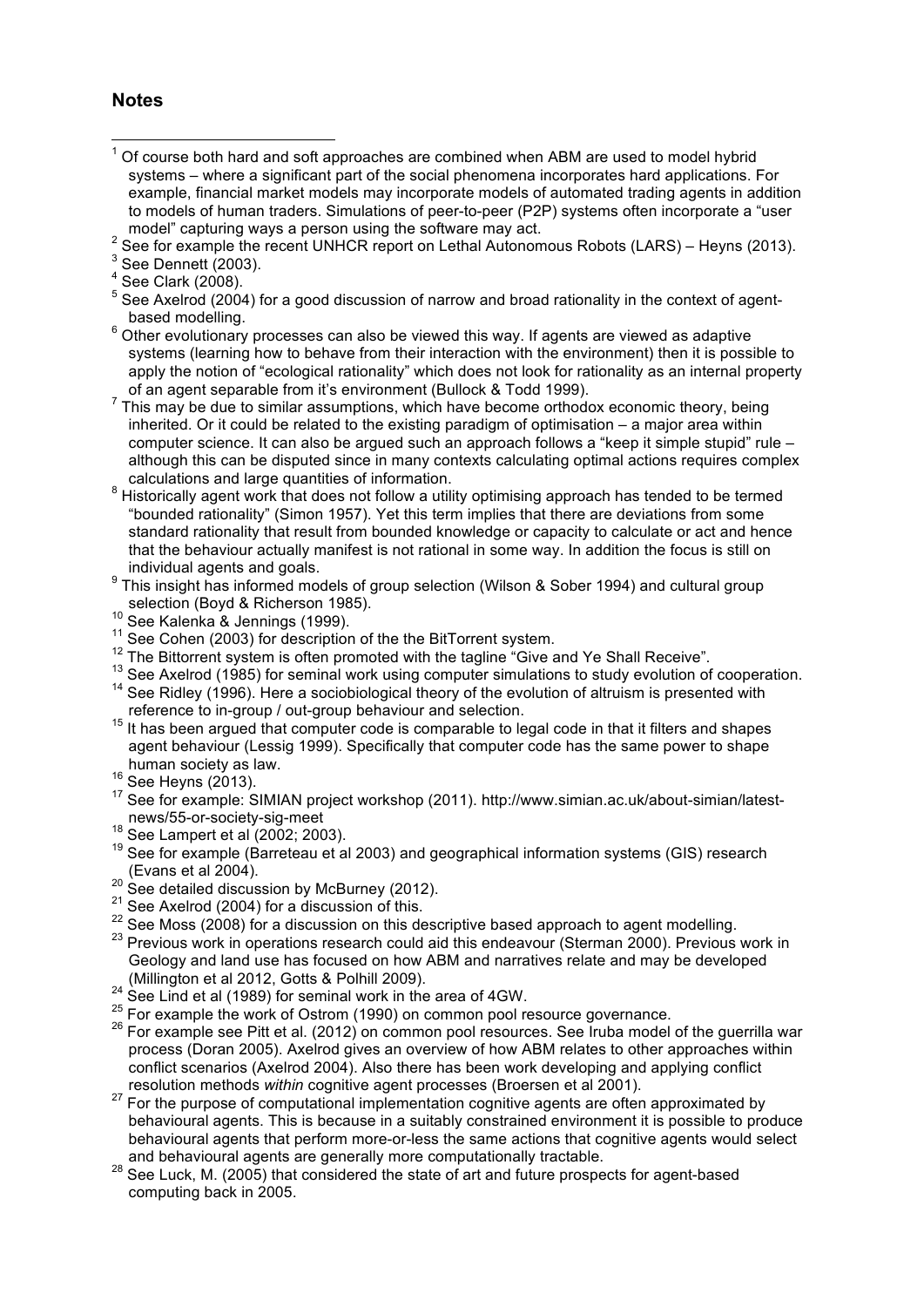## Notes

[1] Of course both hard and soft approaches are combined when ABM are used to model hybrid systems – where a significant part of the social phenomena incorporates hard applications. For example, financial market models may incorporate models of automated trading agents in addition to models of human traders. Simulations of peer-to-peer (P2P) systems often incorporate a "user model" capturing ways a person using the software may act.

[2] See for example the recent UNHCR report on Lethal Autonomous Robots (LARS) – Heyns (2013).

[3] See Dennett (2003).

[4] See Clark (2008).

[5] See Axelrod (2004) for a good discussion of narrow and broad rationality in the context of agent-based modelling.

[6] Other evolutionary processes can also be viewed this way. If agents are viewed as adaptive systems (learning how to behave from their interaction with the environment) then it is possible to apply the notion of "ecological rationality" which does not look for rationality as an internal property of an agent separable from it's environment (Bullock & Todd 1999).

[7] This may be due to similar assumptions, which have become orthodox economic theory, being inherited. Or it could be related to the existing paradigm of optimisation – a major area within computer science. It can also be argued such an approach follows a "keep it simple stupid" rule – although this can be disputed since in many contexts calculating optimal actions requires complex calculations and large quantities of information.

[8] Historically agent work that does not follow a utility optimising approach has tended to be termed "bounded rationality" (Simon 1957). Yet this term implies that there are deviations from some standard rationality that result from bounded knowledge or capacity to calculate or act and hence that the behaviour actually manifest is not rational in some way. In addition the focus is still on individual agents and goals.

[9] This insight has informed models of group selection (Wilson & Sober 1994) and cultural group selection (Boyd & Richerson 1985).

[10] See Kalenka & Jennings (1999).

[11] See Cohen (2003) for description of the the BitTorrent system.

[12] The Bittorrent system is often promoted with the tagline "Give and Ye Shall Receive".

[13] See Axelrod (1985) for seminal work using computer simulations to study evolution of cooperation.

[14] See Ridley (1996). Here a sociobiological theory of the evolution of altruism is presented with reference to in-group / out-group behaviour and selection.

[15] It has been argued that computer code is comparable to legal code in that it filters and shapes agent behaviour (Lessig 1999). Specifically that computer code has the same power to shape human society as law.

[16] See Heyns (2013).

[17] See for example: SIMIAN project workshop (2011). http://www.simian.ac.uk/about-simian/latest-news/55-or-society-sig-meet

[18] See Lampert et al (2002; 2003).

[19] See for example (Barreteau et al 2003) and geographical information systems (GIS) research (Evans et al 2004).

[20] See detailed discussion by McBurney (2012).

[21] See Axelrod (2004) for a discussion of this.

[22] See Moss (2008) for a discussion on this descriptive based approach to agent modelling.

[23] Previous work in operations research could aid this endeavour (Sterman 2000). Previous work in Geology and land use has focused on how ABM and narratives relate and may be developed (Millington et al 2012, Gotts & Polhill 2009).

[24] See Lind et al (1989) for seminal work in the area of 4GW.

[25] For example the work of Ostrom (1990) on common pool resource governance.

[26] For example see Pitt et al. (2012) on common pool resources. See Iruba model of the guerrilla war process (Doran 2005). Axelrod gives an overview of how ABM relates to other approaches within conflict scenarios (Axelrod 2004). Also there has been work developing and applying conflict resolution methods *within* cognitive agent processes (Broersen et al 2001).

[27] For the purpose of computational implementation cognitive agents are often approximated by behavioural agents. This is because in a suitably constrained environment it is possible to produce behavioural agents that perform more-or-less the same actions that cognitive agents would select and behavioural agents are generally more computationally tractable.

[28] See Luck, M. (2005) that considered the state of art and future prospects for agent-based computing back in 2005.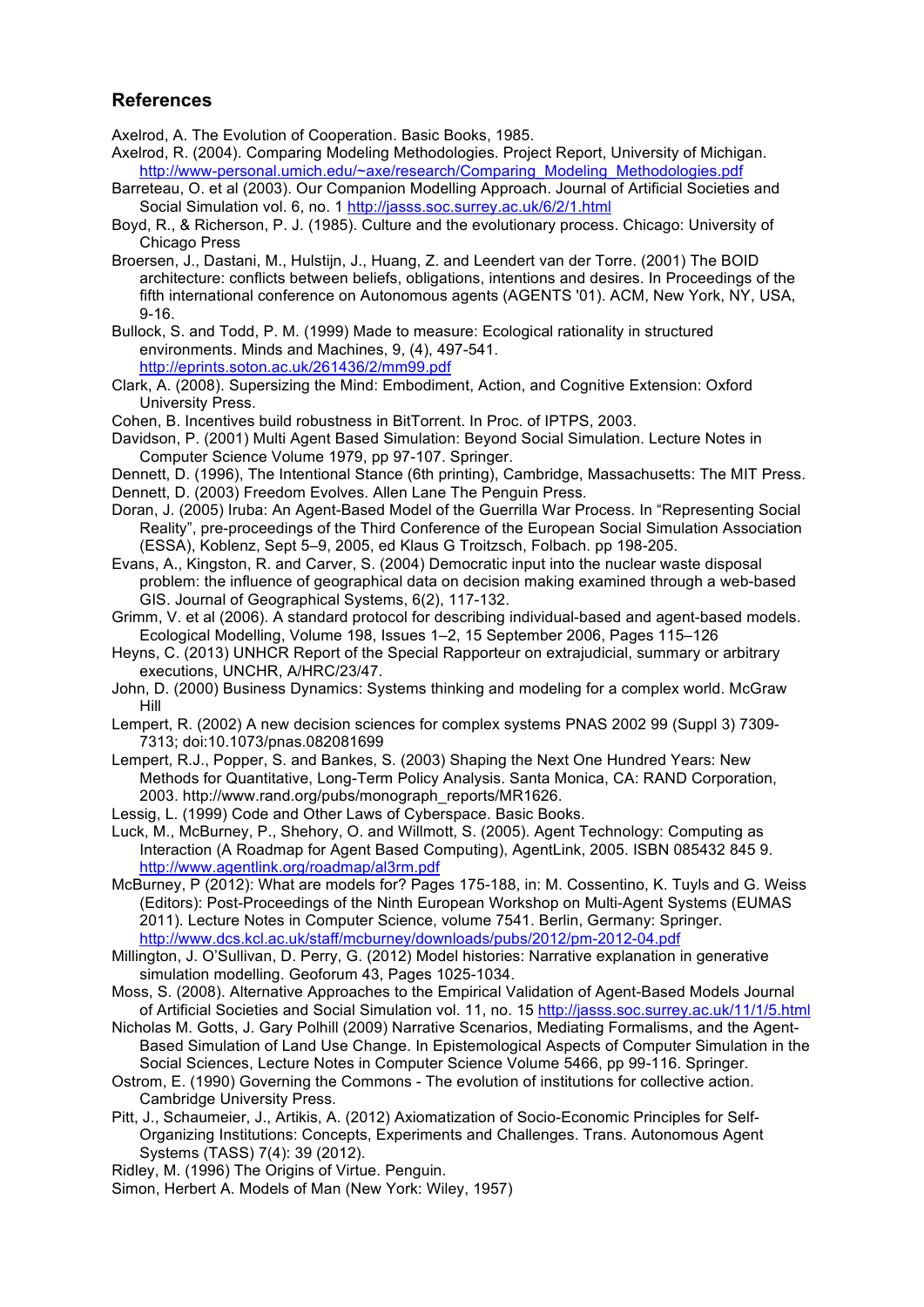## References

Axelrod, A. The Evolution of Cooperation. Basic Books, 1985.

Axelrod, R. (2004). Comparing Modeling Methodologies. Project Report, University of Michigan. http://www-personal.umich.edu/~axe/research/Comparing_Modeling_Methodologies.pdf

Barreteau, O. et al (2003). Our Companion Modelling Approach. Journal of Artificial Societies and Social Simulation vol. 6, no. 1 http://jasss.soc.surrey.ac.uk/6/2/1.html

Boyd, R., & Richerson, P. J. (1985). Culture and the evolutionary process. Chicago: University of Chicago Press

Broersen, J., Dastani, M., Hulstijn, J., Huang, Z. and Leendert van der Torre. (2001) The BOID architecture: conflicts between beliefs, obligations, intentions and desires. In Proceedings of the fifth international conference on Autonomous agents (AGENTS '01). ACM, New York, NY, USA, 9-16.

Bullock, S. and Todd, P. M. (1999) Made to measure: Ecological rationality in structured environments. Minds and Machines, 9, (4), 497-541. http://eprints.soton.ac.uk/261436/2/mm99.pdf

Clark, A. (2008). Supersizing the Mind: Embodiment, Action, and Cognitive Extension: Oxford University Press.

Cohen, B. Incentives build robustness in BitTorrent. In Proc. of IPTPS, 2003.

Davidson, P. (2001) Multi Agent Based Simulation: Beyond Social Simulation. Lecture Notes in Computer Science Volume 1979, pp 97-107. Springer.

Dennett, D. (1996), The Intentional Stance (6th printing), Cambridge, Massachusetts: The MIT Press.

Dennett, D. (2003) Freedom Evolves. Allen Lane The Penguin Press.

Doran, J. (2005) Iruba: An Agent-Based Model of the Guerrilla War Process. In "Representing Social Reality", pre-proceedings of the Third Conference of the European Social Simulation Association (ESSA), Koblenz, Sept 5–9, 2005, ed Klaus G Troitzsch, Folbach. pp 198-205.

Evans, A., Kingston, R. and Carver, S. (2004) Democratic input into the nuclear waste disposal problem: the influence of geographical data on decision making examined through a web-based GIS. Journal of Geographical Systems, 6(2), 117-132.

Grimm, V. et al (2006). A standard protocol for describing individual-based and agent-based models. Ecological Modelling, Volume 198, Issues 1–2, 15 September 2006, Pages 115–126

Heyns, C. (2013) UNHCR Report of the Special Rapporteur on extrajudicial, summary or arbitrary executions, UNCHR, A/HRC/23/47.

John, D. (2000) Business Dynamics: Systems thinking and modeling for a complex world. McGraw Hill

Lempert, R. (2002) A new decision sciences for complex systems PNAS 2002 99 (Suppl 3) 7309-7313; doi:10.1073/pnas.082081699

Lempert, R.J., Popper, S. and Bankes, S. (2003) Shaping the Next One Hundred Years: New Methods for Quantitative, Long-Term Policy Analysis. Santa Monica, CA: RAND Corporation, 2003. http://www.rand.org/pubs/monograph_reports/MR1626.

Lessig, L. (1999) Code and Other Laws of Cyberspace. Basic Books.

Luck, M., McBurney, P., Shehory, O. and Willmott, S. (2005). Agent Technology: Computing as Interaction (A Roadmap for Agent Based Computing), AgentLink, 2005. ISBN 085432 845 9. http://www.agentlink.org/roadmap/al3rm.pdf

McBurney, P (2012): What are models for? Pages 175-188, in: M. Cossentino, K. Tuyls and G. Weiss (Editors): Post-Proceedings of the Ninth European Workshop on Multi-Agent Systems (EUMAS 2011). Lecture Notes in Computer Science, volume 7541. Berlin, Germany: Springer. http://www.dcs.kcl.ac.uk/staff/mcburney/downloads/pubs/2012/pm-2012-04.pdf

Millington, J. O'Sullivan, D. Perry, G. (2012) Model histories: Narrative explanation in generative simulation modelling. Geoforum 43, Pages 1025-1034.

Moss, S. (2008). Alternative Approaches to the Empirical Validation of Agent-Based Models Journal of Artificial Societies and Social Simulation vol. 11, no. 15 http://jasss.soc.surrey.ac.uk/11/1/5.html

Nicholas M. Gotts, J. Gary Polhill (2009) Narrative Scenarios, Mediating Formalisms, and the Agent-Based Simulation of Land Use Change. In Epistemological Aspects of Computer Simulation in the Social Sciences, Lecture Notes in Computer Science Volume 5466, pp 99-116. Springer.

Ostrom, E. (1990) Governing the Commons - The evolution of institutions for collective action. Cambridge University Press.

Pitt, J., Schaumeier, J., Artikis, A. (2012) Axiomatization of Socio-Economic Principles for Self-Organizing Institutions: Concepts, Experiments and Challenges. Trans. Autonomous Agent Systems (TASS) 7(4): 39 (2012).

Ridley, M. (1996) The Origins of Virtue. Penguin.

Simon, Herbert A. Models of Man (New York: Wiley, 1957)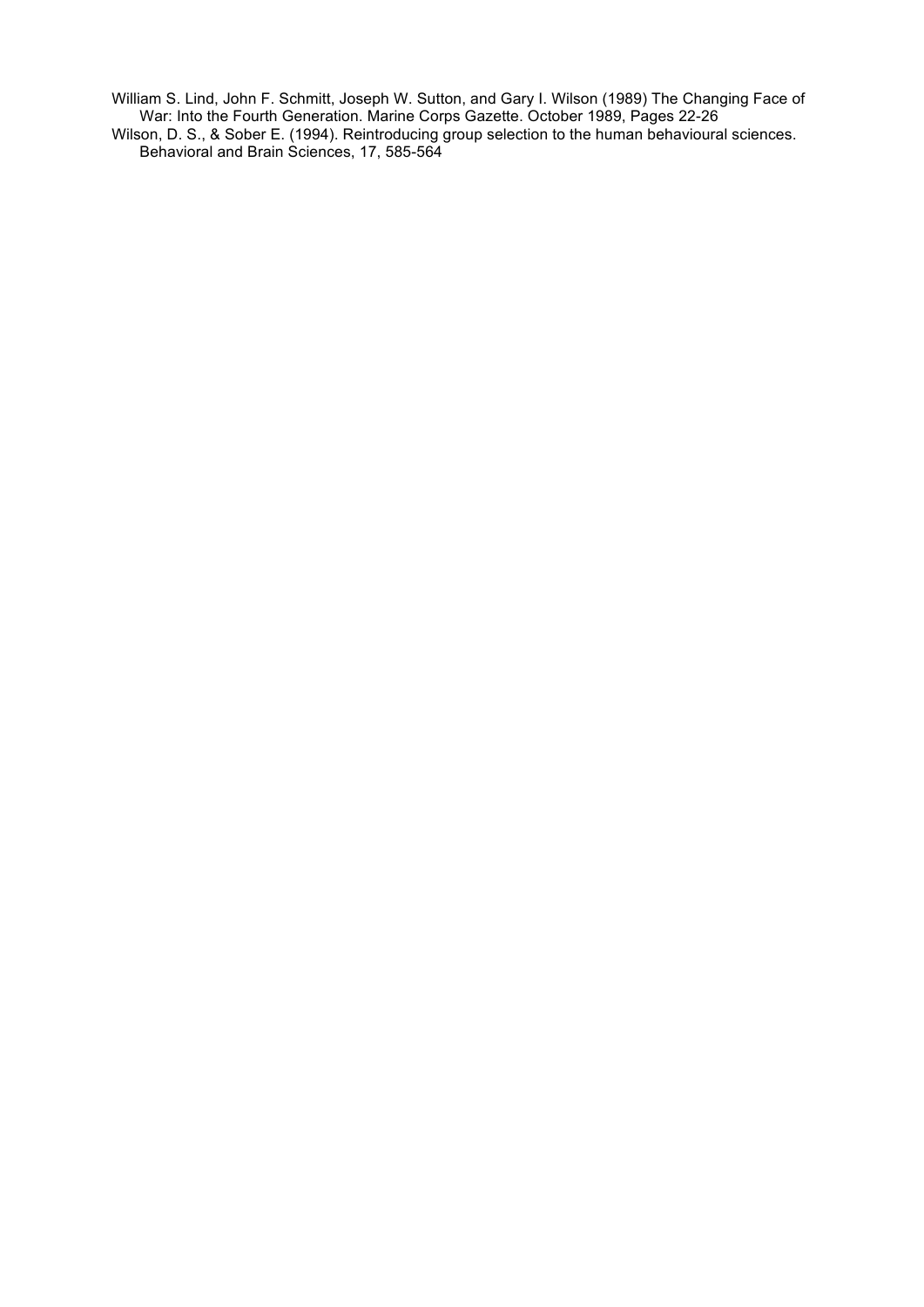William S. Lind, John F. Schmitt, Joseph W. Sutton, and Gary I. Wilson (1989) The Changing Face of War: Into the Fourth Generation. Marine Corps Gazette. October 1989, Pages 22-26

Wilson, D. S., & Sober E. (1994). Reintroducing group selection to the human behavioural sciences. Behavioral and Brain Sciences, 17, 585-564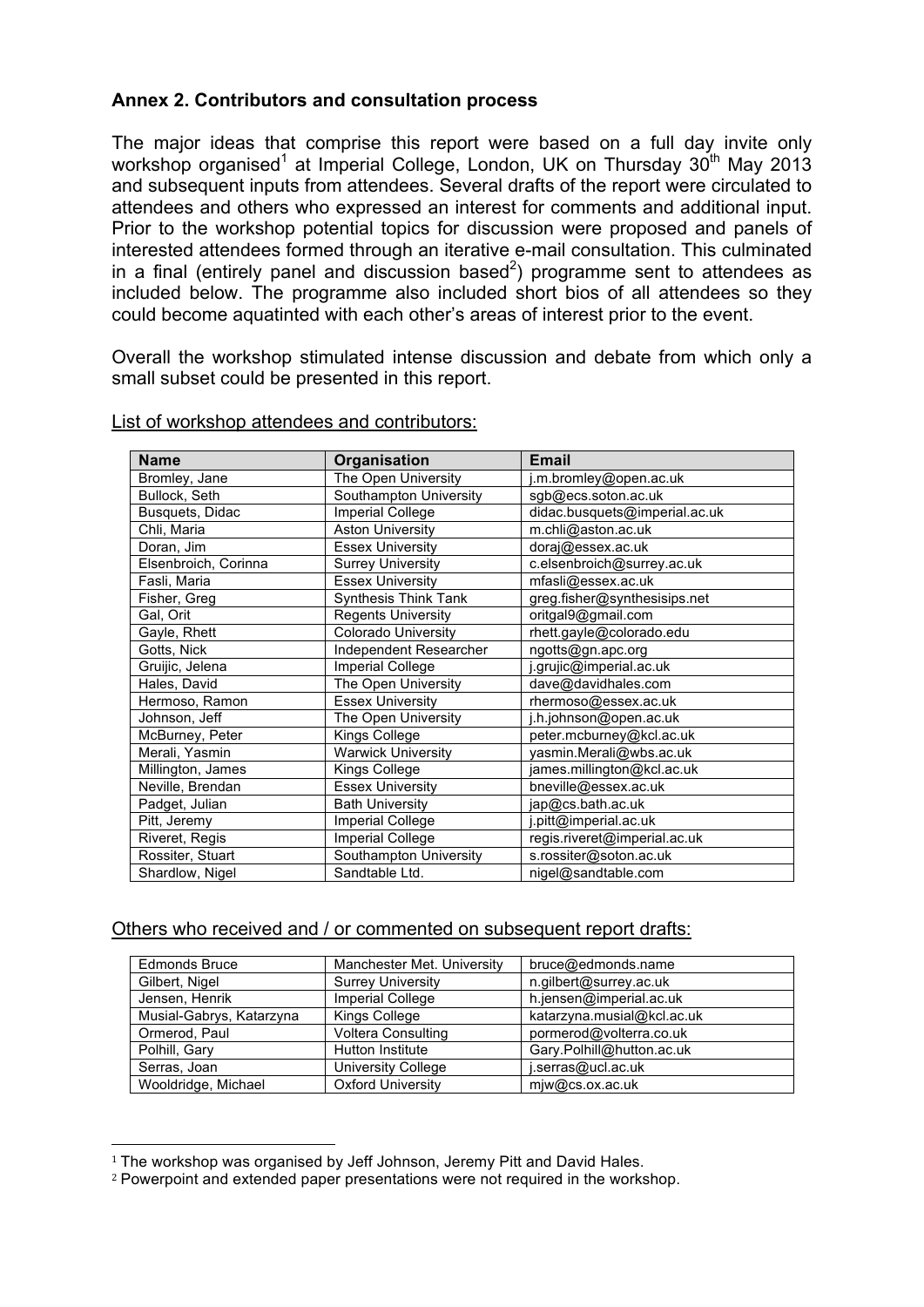### Annex 2. Contributors and consultation process

The major ideas that comprise this report were based on a full day invite only workshop organised[1] at Imperial College, London, UK on Thursday 30th May 2013 and subsequent inputs from attendees. Several drafts of the report were circulated to attendees and others who expressed an interest for comments and additional input. Prior to the workshop potential topics for discussion were proposed and panels of interested attendees formed through an iterative e-mail consultation. This culminated in a final (entirely panel and discussion based[2]) programme sent to attendees as included below. The programme also included short bios of all attendees so they could become aquatinted with each other's areas of interest prior to the event.

Overall the workshop stimulated intense discussion and debate from which only a small subset could be presented in this report.

List of workshop attendees and contributors:

| Name | Organisation | Email |
|---|---|---|
| Bromley, Jane | The Open University | j.m.bromley@open.ac.uk |
| Bullock, Seth | Southampton University | sgb@ecs.soton.ac.uk |
| Busquets, Didac | Imperial College | didac.busquets@imperial.ac.uk |
| Chli, Maria | Aston University | m.chli@aston.ac.uk |
| Doran, Jim | Essex University | doraj@essex.ac.uk |
| Elsenbroich, Corinna | Surrey University | c.elsenbroich@surrey.ac.uk |
| Fasli, Maria | Essex University | mfasli@essex.ac.uk |
| Fisher, Greg | Synthesis Think Tank | greg.fisher@synthesisips.net |
| Gal, Orit | Regents University | oritgal9@gmail.com |
| Gayle, Rhett | Colorado University | rhett.gayle@colorado.edu |
| Gotts, Nick | Independent Researcher | ngotts@gn.apc.org |
| Gruijic, Jelena | Imperial College | j.grujic@imperial.ac.uk |
| Hales, David | The Open University | dave@davidhales.com |
| Hermoso, Ramon | Essex University | rhermoso@essex.ac.uk |
| Johnson, Jeff | The Open University | j.h.johnson@open.ac.uk |
| McBurney, Peter | Kings College | peter.mcburney@kcl.ac.uk |
| Merali, Yasmin | Warwick University | yasmin.Merali@wbs.ac.uk |
| Millington, James | Kings College | james.millington@kcl.ac.uk |
| Neville, Brendan | Essex University | bneville@essex.ac.uk |
| Padget, Julian | Bath University | jap@cs.bath.ac.uk |
| Pitt, Jeremy | Imperial College | j.pitt@imperial.ac.uk |
| Riveret, Regis | Imperial College | regis.riveret@imperial.ac.uk |
| Rossiter, Stuart | Southampton University | s.rossiter@soton.ac.uk |
| Shardlow, Nigel | Sandtable Ltd. | nigel@sandtable.com |

Others who received and / or commented on subsequent report drafts:

| | | |
|---|---|---|
| Edmonds Bruce | Manchester Met. University | bruce@edmonds.name |
| Gilbert, Nigel | Surrey University | n.gilbert@surrey.ac.uk |
| Jensen, Henrik | Imperial College | h.jensen@imperial.ac.uk |
| Musial-Gabrys, Katarzyna | Kings College | katarzyna.musial@kcl.ac.uk |
| Ormerod, Paul | Volterra Consulting | pormerod@volterra.co.uk |
| Polhill, Gary | Hutton Institute | Gary.Polhill@hutton.ac.uk |
| Serras, Joan | University College | j.serras@ucl.ac.uk |
| Wooldridge, Michael | Oxford University | mjw@cs.ox.ac.uk |

[1] The workshop was organised by Jeff Johnson, Jeremy Pitt and David Hales.

[2] Powerpoint and extended paper presentations were not required in the workshop.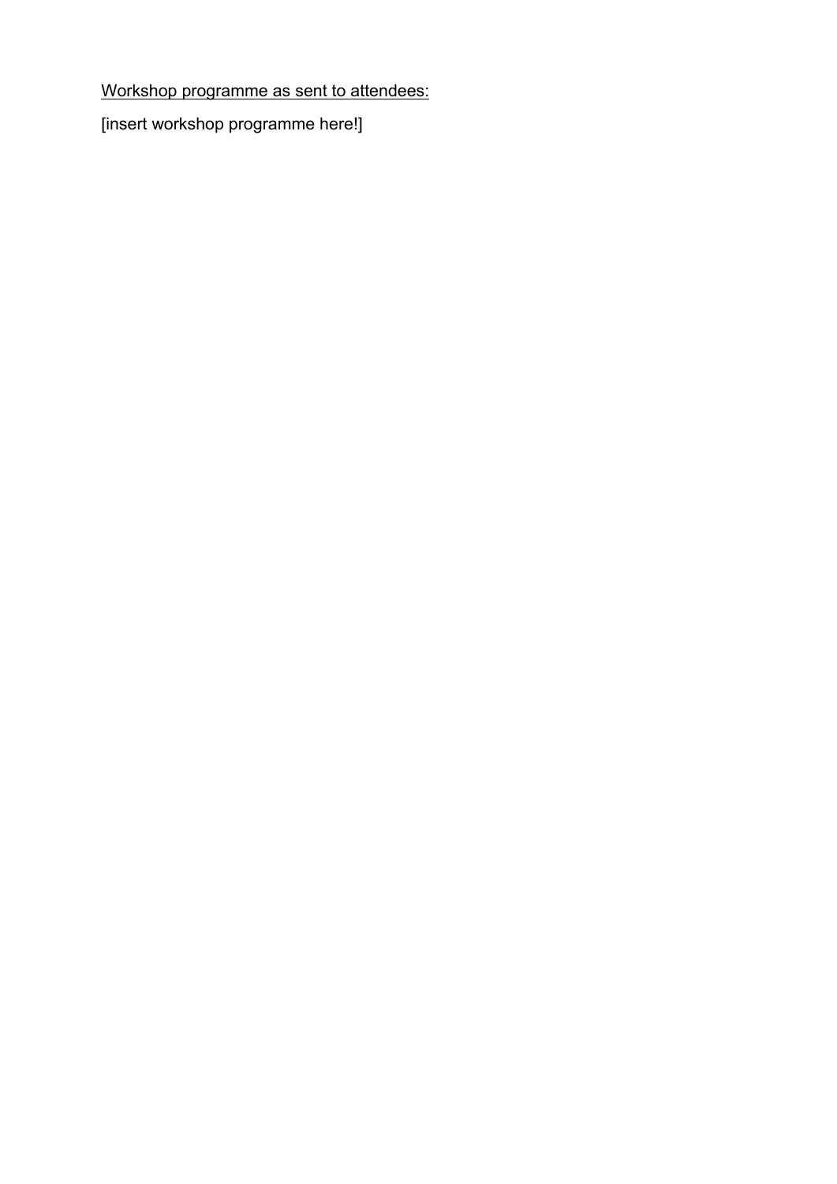Workshop programme as sent to attendees:

[insert workshop programme here!]